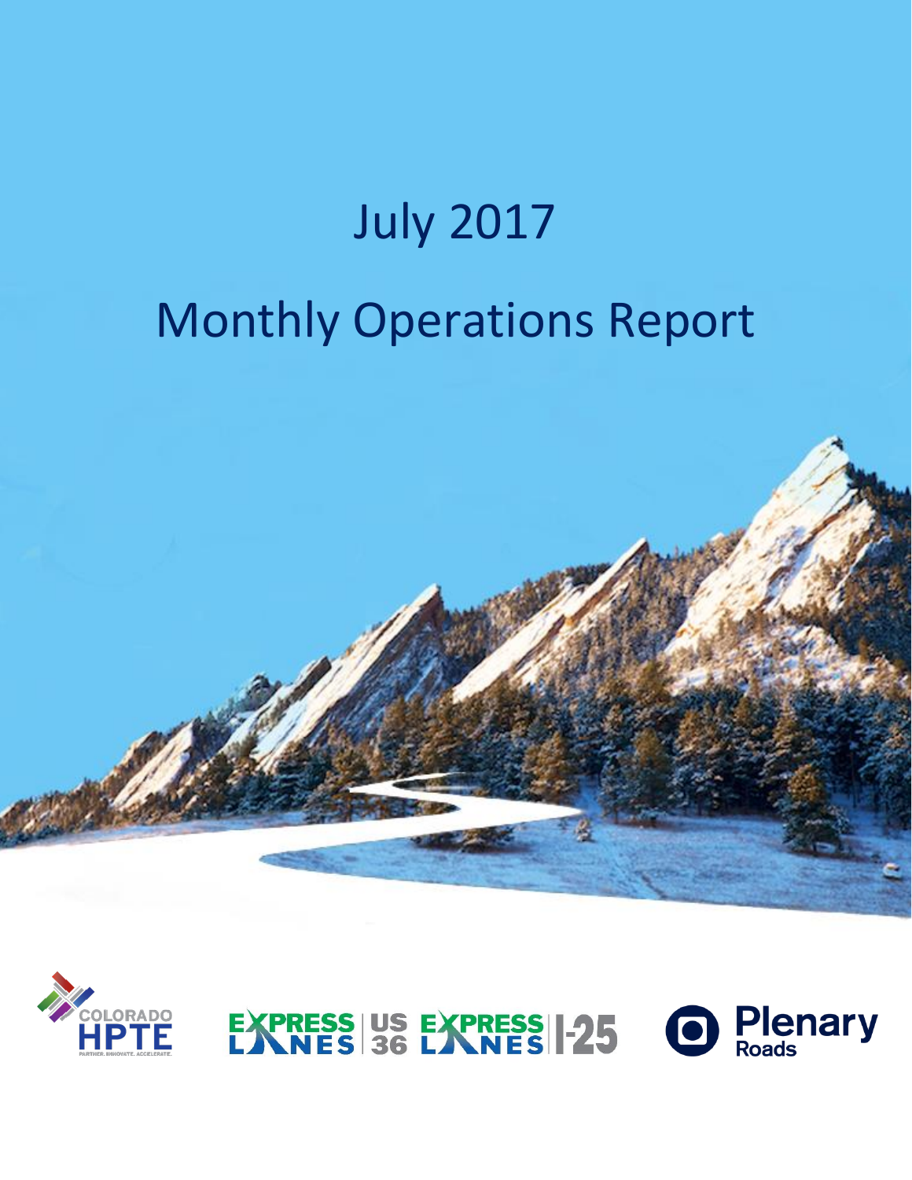# July 2017

# Monthly Operations Report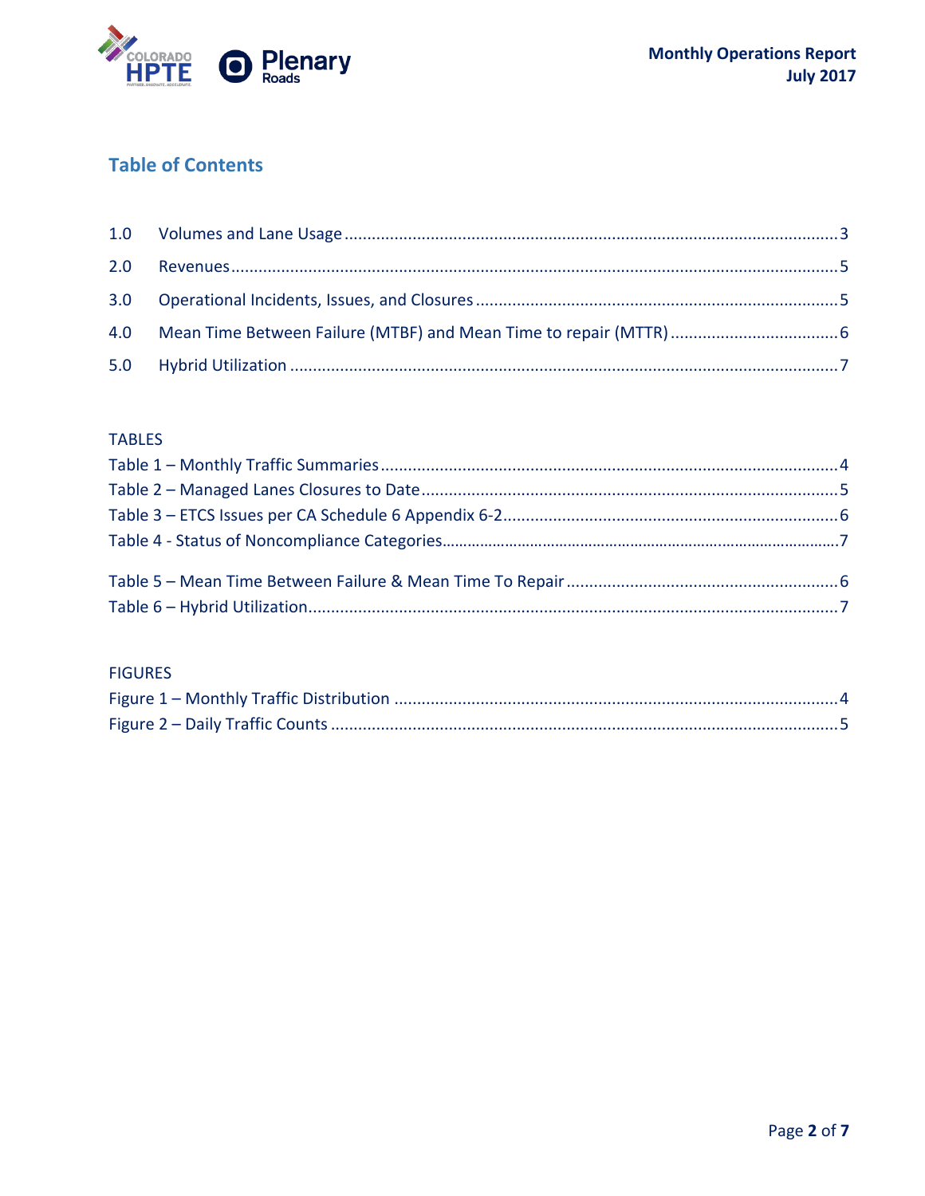## Table of Contents

1.0 Volumes and Lane Usage ........................................................................ 3

2.0 Revenues ........................................................................ 5

3.0 Operational Incidents, Issues, and Closures ........................................................................ 5

4.0 Mean Time Between Failure (MTBF) and Mean Time to repair (MTTR) ........................................................................ 6

5.0 Hybrid Utilization ........................................................................ 7

TABLES

Table 1 – Monthly Traffic Summaries ........................................................................ 4

Table 2 – Managed Lanes Closures to Date ........................................................................ 5

Table 3 – ETCS Issues per CA Schedule 6 Appendix 6-2 ........................................................................ 6

Table 4 - Status of Noncompliance Categories ........................................................................ 7

Table 5 – Mean Time Between Failure & Mean Time To Repair ........................................................................ 6

Table 6 – Hybrid Utilization ........................................................................ 7

FIGURES

Figure 1 – Monthly Traffic Distribution ........................................................................ 4

Figure 2 – Daily Traffic Counts ........................................................................ 5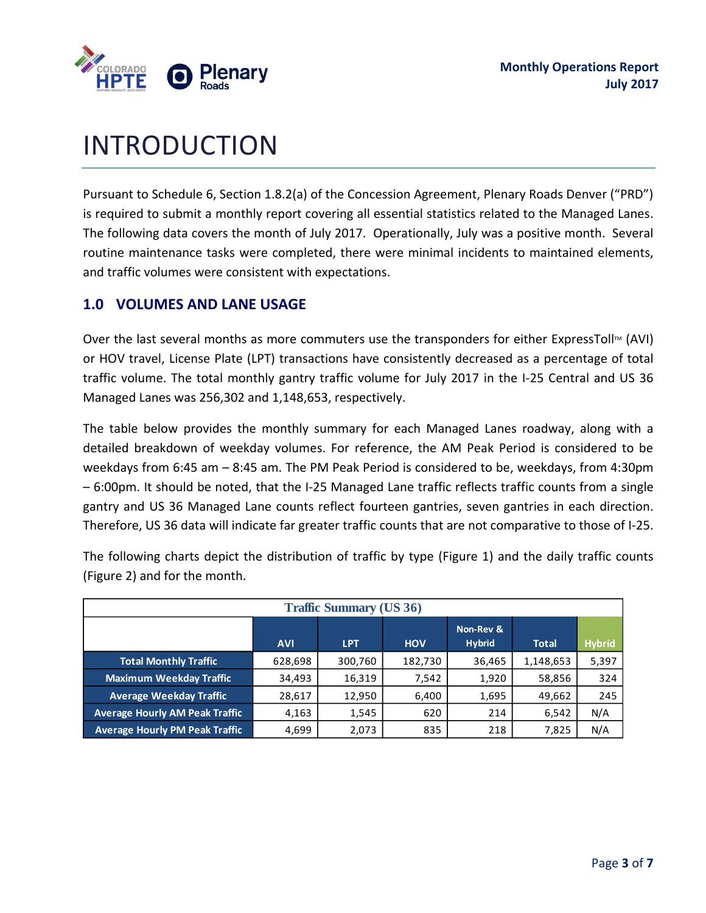# INTRODUCTION

Pursuant to Schedule 6, Section 1.8.2(a) of the Concession Agreement, Plenary Roads Denver ("PRD") is required to submit a monthly report covering all essential statistics related to the Managed Lanes. The following data covers the month of July 2017. Operationally, July was a positive month. Several routine maintenance tasks were completed, there were minimal incidents to maintained elements, and traffic volumes were consistent with expectations.

## 1.0 VOLUMES AND LANE USAGE

Over the last several months as more commuters use the transponders for either ExpressToll™ (AVI) or HOV travel, License Plate (LPT) transactions have consistently decreased as a percentage of total traffic volume. The total monthly gantry traffic volume for July 2017 in the I-25 Central and US 36 Managed Lanes was 256,302 and 1,148,653, respectively.

The table below provides the monthly summary for each Managed Lanes roadway, along with a detailed breakdown of weekday volumes. For reference, the AM Peak Period is considered to be weekdays from 6:45 am – 8:45 am. The PM Peak Period is considered to be, weekdays, from 4:30pm – 6:00pm. It should be noted, that the I-25 Managed Lane traffic reflects traffic counts from a single gantry and US 36 Managed Lane counts reflect fourteen gantries, seven gantries in each direction. Therefore, US 36 data will indicate far greater traffic counts that are not comparative to those of I-25.

The following charts depict the distribution of traffic by type (Figure 1) and the daily traffic counts (Figure 2) and for the month.

| Traffic Summary (US 36) | | | | | | |
|---|---|---|---|---|---|---|
| | AVI | LPT | HOV | Non-Rev & Hybrid | Total | Hybrid |
| Total Monthly Traffic | 628,698 | 300,760 | 182,730 | 36,465 | 1,148,653 | 5,397 |
| Maximum Weekday Traffic | 34,493 | 16,319 | 7,542 | 1,920 | 58,856 | 324 |
| Average Weekday Traffic | 28,617 | 12,950 | 6,400 | 1,695 | 49,662 | 245 |
| Average Hourly AM Peak Traffic | 4,163 | 1,545 | 620 | 214 | 6,542 | N/A |
| Average Hourly PM Peak Traffic | 4,699 | 2,073 | 835 | 218 | 7,825 | N/A |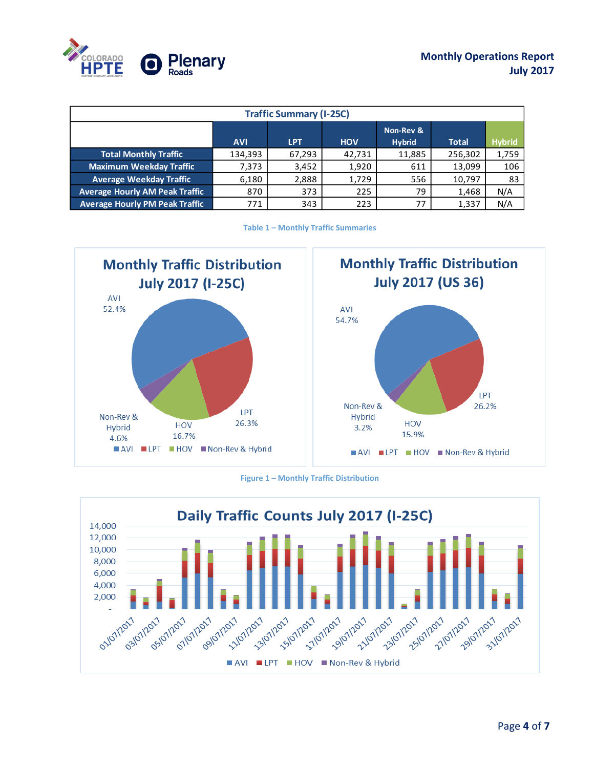| Traffic Summary (I-25C) | | | | | | |
|---|---|---|---|---|---|---|
| | AVI | LPT | HOV | Non-Rev & Hybrid | Total | Hybrid |
| Total Monthly Traffic | 134,393 | 67,293 | 42,731 | 11,885 | 256,302 | 1,759 |
| Maximum Weekday Traffic | 7,373 | 3,452 | 1,920 | 611 | 13,099 | 106 |
| Average Weekday Traffic | 6,180 | 2,888 | 1,729 | 556 | 10,797 | 83 |
| Average Hourly AM Peak Traffic | 870 | 373 | 225 | 79 | 1,468 | N/A |
| Average Hourly PM Peak Traffic | 771 | 343 | 223 | 77 | 1,337 | N/A |

Table 1 – Monthly Traffic Summaries

**Monthly Traffic Distribution July 2017 (I-25C)**

AVI 52.4%, LPT 26.3%, HOV 16.7%, Non-Rev & Hybrid 4.6%

**Monthly Traffic Distribution July 2017 (US 36)**

AVI 54.7%, LPT 26.2%, HOV 15.9%, Non-Rev & Hybrid 3.2%

Figure 1 – Monthly Traffic Distribution

**Daily Traffic Counts July 2017 (I-25C)**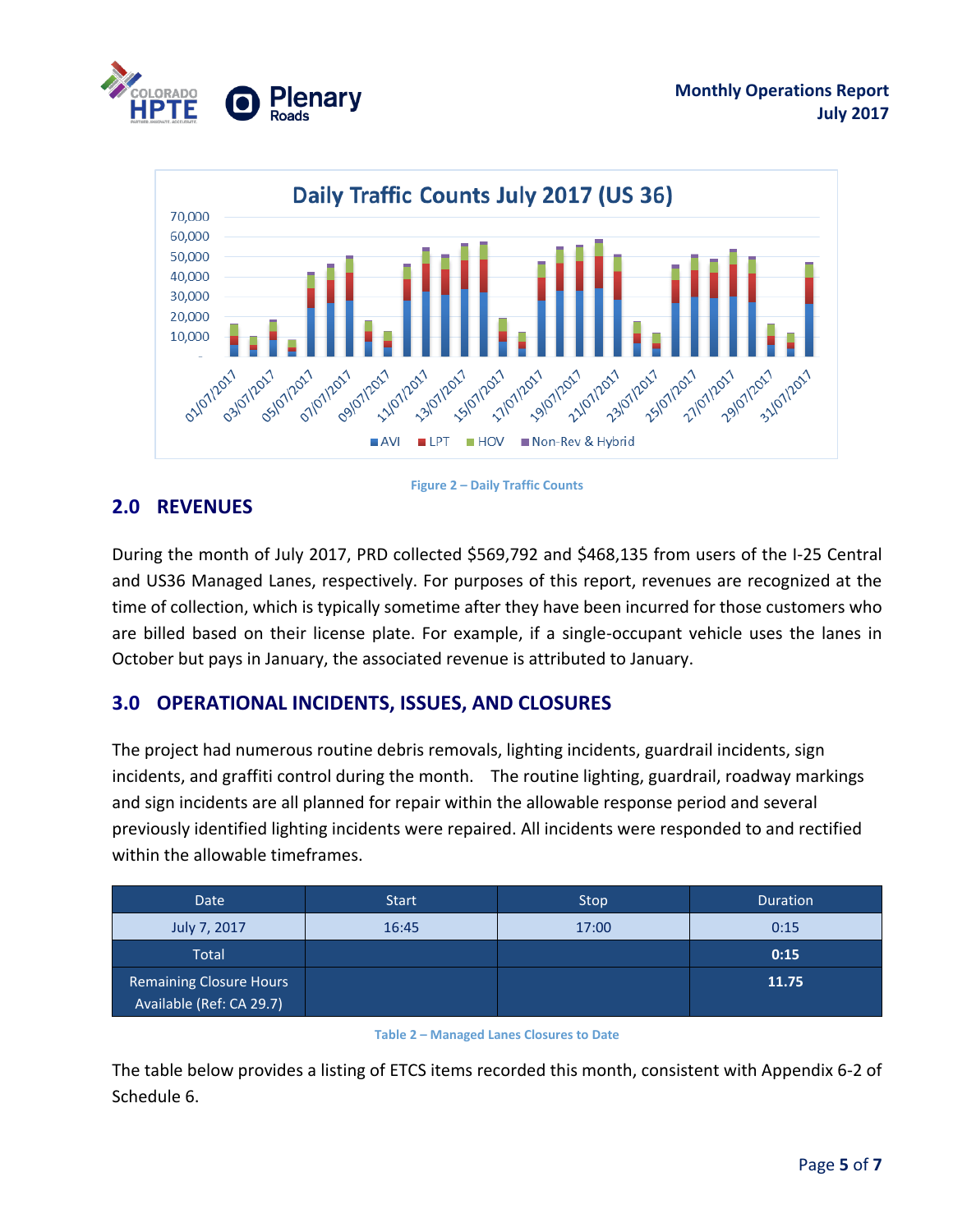Figure 2 – Daily Traffic Counts

## 2.0 REVENUES

During the month of July 2017, PRD collected \$569,792 and \$468,135 from users of the I-25 Central and US36 Managed Lanes, respectively. For purposes of this report, revenues are recognized at the time of collection, which is typically sometime after they have been incurred for those customers who are billed based on their license plate. For example, if a single-occupant vehicle uses the lanes in October but pays in January, the associated revenue is attributed to January.

## 3.0 OPERATIONAL INCIDENTS, ISSUES, AND CLOSURES

The project had numerous routine debris removals, lighting incidents, guardrail incidents, sign incidents, and graffiti control during the month. The routine lighting, guardrail, roadway markings and sign incidents are all planned for repair within the allowable response period and several previously identified lighting incidents were repaired. All incidents were responded to and rectified within the allowable timeframes.

| Date | Start | Stop | Duration |
|---|---|---|---|
| July 7, 2017 | 16:45 | 17:00 | 0:15 |
| Total | | | **0:15** |
| Remaining Closure Hours Available (Ref: CA 29.7) | | | **11.75** |

Table 2 – Managed Lanes Closures to Date

The table below provides a listing of ETCS items recorded this month, consistent with Appendix 6-2 of Schedule 6.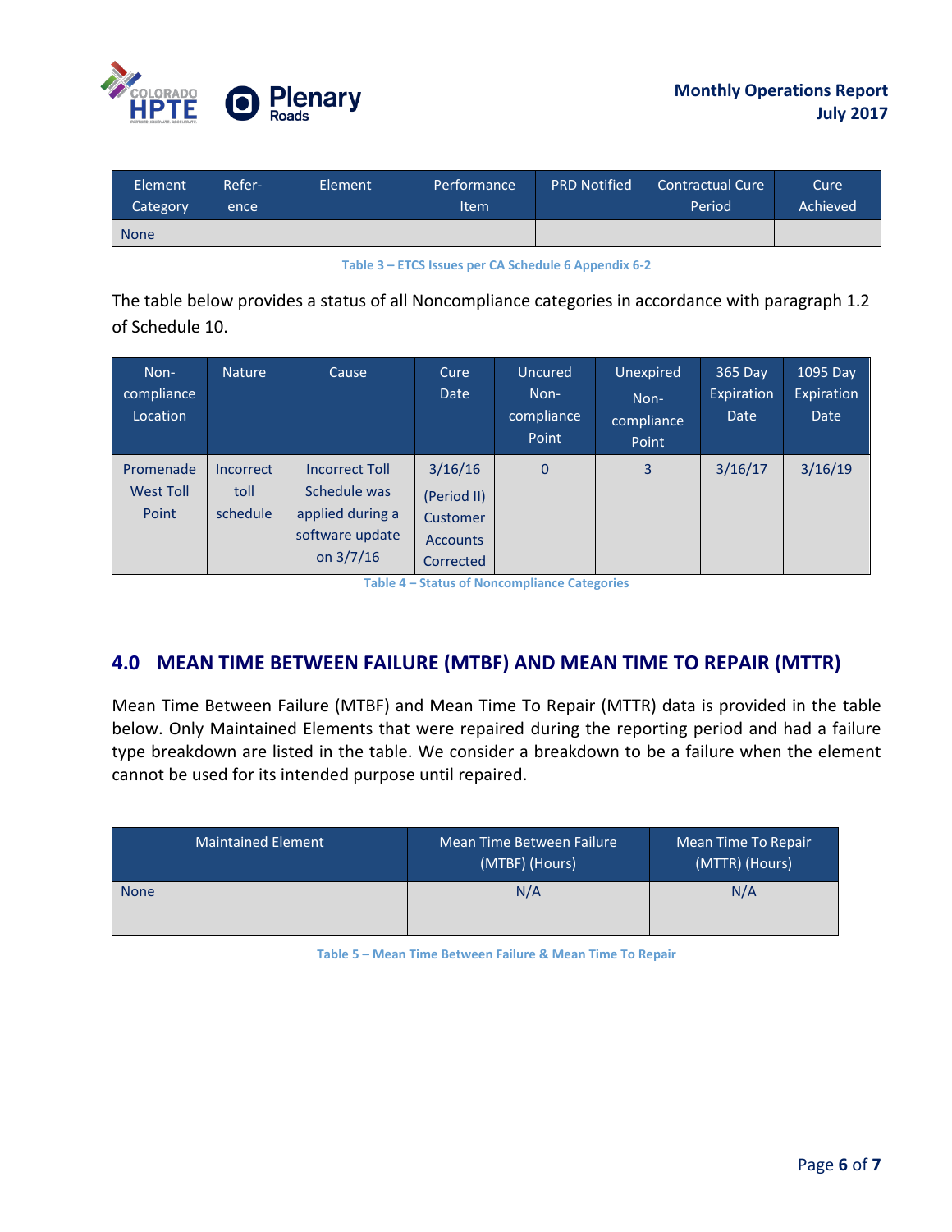| Element Category | Refer-ence | Element | Performance Item | PRD Notified | Contractual Cure Period | Cure Achieved |
|---|---|---|---|---|---|---|
| None | | | | | | |

Table 3 – ETCS Issues per CA Schedule 6 Appendix 6-2

The table below provides a status of all Noncompliance categories in accordance with paragraph 1.2 of Schedule 10.

| Non-compliance Location | Nature | Cause | Cure Date | Uncured Non-compliance Point | Unexpired Non-compliance Point | 365 Day Expiration Date | 1095 Day Expiration Date |
|---|---|---|---|---|---|---|---|
| Promenade West Toll Point | Incorrect toll schedule | Incorrect Toll Schedule was applied during a software update on 3/7/16 | 3/16/16 (Period II) Customer Accounts Corrected | 0 | 3 | 3/16/17 | 3/16/19 |

Table 4 – Status of Noncompliance Categories

## 4.0 MEAN TIME BETWEEN FAILURE (MTBF) AND MEAN TIME TO REPAIR (MTTR)

Mean Time Between Failure (MTBF) and Mean Time To Repair (MTTR) data is provided in the table below. Only Maintained Elements that were repaired during the reporting period and had a failure type breakdown are listed in the table. We consider a breakdown to be a failure when the element cannot be used for its intended purpose until repaired.

| Maintained Element | Mean Time Between Failure (MTBF) (Hours) | Mean Time To Repair (MTTR) (Hours) |
|---|---|---|
| None | N/A | N/A |

Table 5 – Mean Time Between Failure & Mean Time To Repair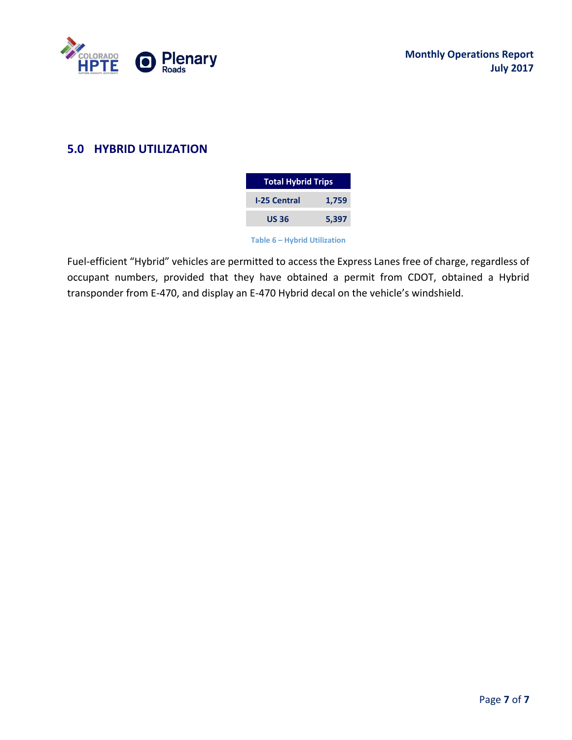## 5.0 HYBRID UTILIZATION

| Total Hybrid Trips | |
|---|---|
| I-25 Central | 1,759 |
| US 36 | 5,397 |

Table 6 – Hybrid Utilization

Fuel-efficient "Hybrid" vehicles are permitted to access the Express Lanes free of charge, regardless of occupant numbers, provided that they have obtained a permit from CDOT, obtained a Hybrid transponder from E-470, and display an E-470 Hybrid decal on the vehicle's windshield.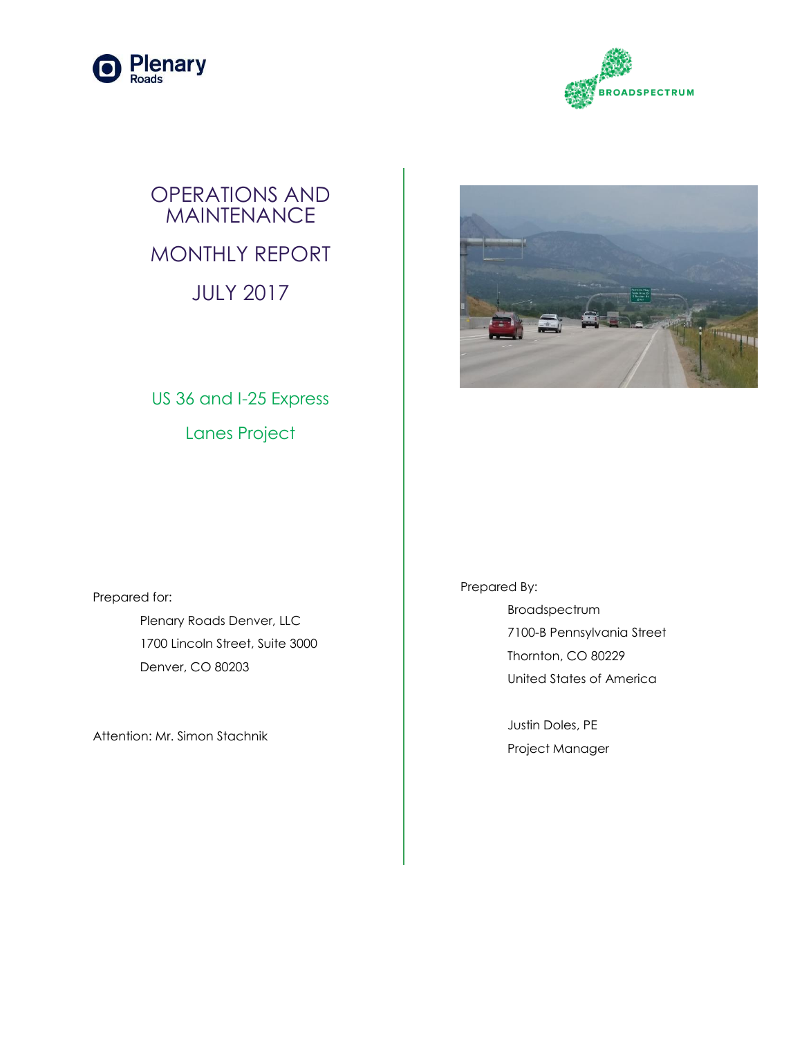Plenary Roads

BROADSPECTRUM

# OPERATIONS AND MAINTENANCE

# MONTHLY REPORT

# JULY 2017

## US 36 and I-25 Express Lanes Project

Prepared for:

Plenary Roads Denver, LLC
1700 Lincoln Street, Suite 3000
Denver, CO 80203

Attention: Mr. Simon Stachnik

Prepared By:

Broadspectrum
7100-B Pennsylvania Street
Thornton, CO 80229
United States of America

Justin Doles, PE
Project Manager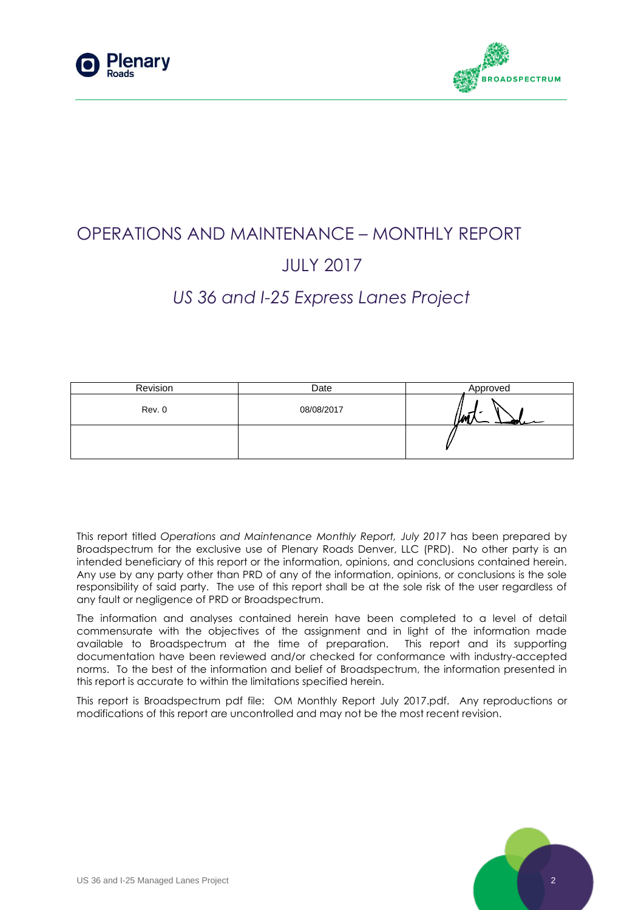# OPERATIONS AND MAINTENANCE – MONTHLY REPORT

# JULY 2017

## *US 36 and I-25 Express Lanes Project*

| Revision | Date | Approved |
|---|---|---|
| Rev. 0 | 08/08/2017 | |
| | | |

This report titled *Operations and Maintenance Monthly Report, July 2017* has been prepared by Broadspectrum for the exclusive use of Plenary Roads Denver, LLC (PRD). No other party is an intended beneficiary of this report or the information, opinions, and conclusions contained herein. Any use by any party other than PRD of any of the information, opinions, or conclusions is the sole responsibility of said party. The use of this report shall be at the sole risk of the user regardless of any fault or negligence of PRD or Broadspectrum.

The information and analyses contained herein have been completed to a level of detail commensurate with the objectives of the assignment and in light of the information made available to Broadspectrum at the time of preparation. This report and its supporting documentation have been reviewed and/or checked for conformance with industry-accepted norms. To the best of the information and belief of Broadspectrum, the information presented in this report is accurate to within the limitations specified herein.

This report is Broadspectrum pdf file: OM Monthly Report July 2017.pdf. Any reproductions or modifications of this report are uncontrolled and may not be the most recent revision.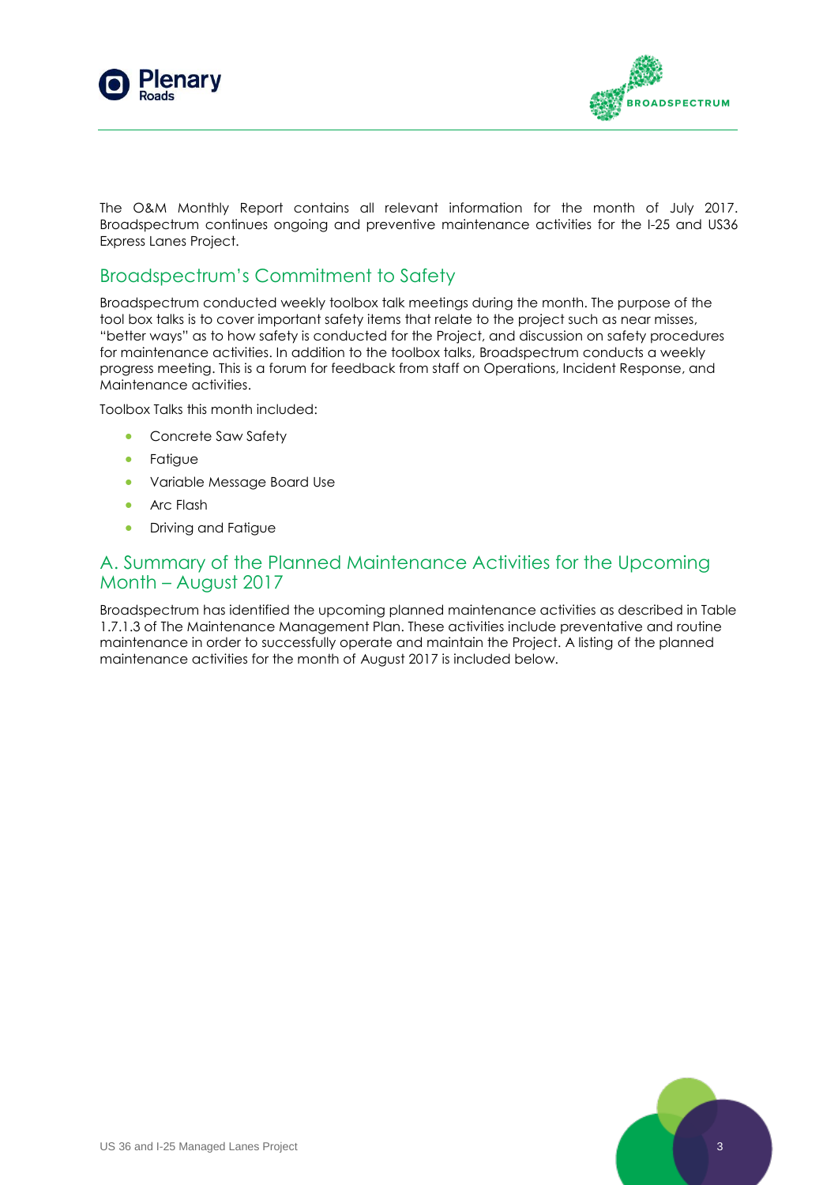The O&M Monthly Report contains all relevant information for the month of July 2017. Broadspectrum continues ongoing and preventive maintenance activities for the I-25 and US36 Express Lanes Project.

## Broadspectrum's Commitment to Safety

Broadspectrum conducted weekly toolbox talk meetings during the month. The purpose of the tool box talks is to cover important safety items that relate to the project such as near misses, "better ways" as to how safety is conducted for the Project, and discussion on safety procedures for maintenance activities. In addition to the toolbox talks, Broadspectrum conducts a weekly progress meeting. This is a forum for feedback from staff on Operations, Incident Response, and Maintenance activities.

Toolbox Talks this month included:

- Concrete Saw Safety
- Fatigue
- Variable Message Board Use
- Arc Flash
- Driving and Fatigue

## A. Summary of the Planned Maintenance Activities for the Upcoming Month – August 2017

Broadspectrum has identified the upcoming planned maintenance activities as described in Table 1.7.1.3 of The Maintenance Management Plan. These activities include preventative and routine maintenance in order to successfully operate and maintain the Project. A listing of the planned maintenance activities for the month of August 2017 is included below.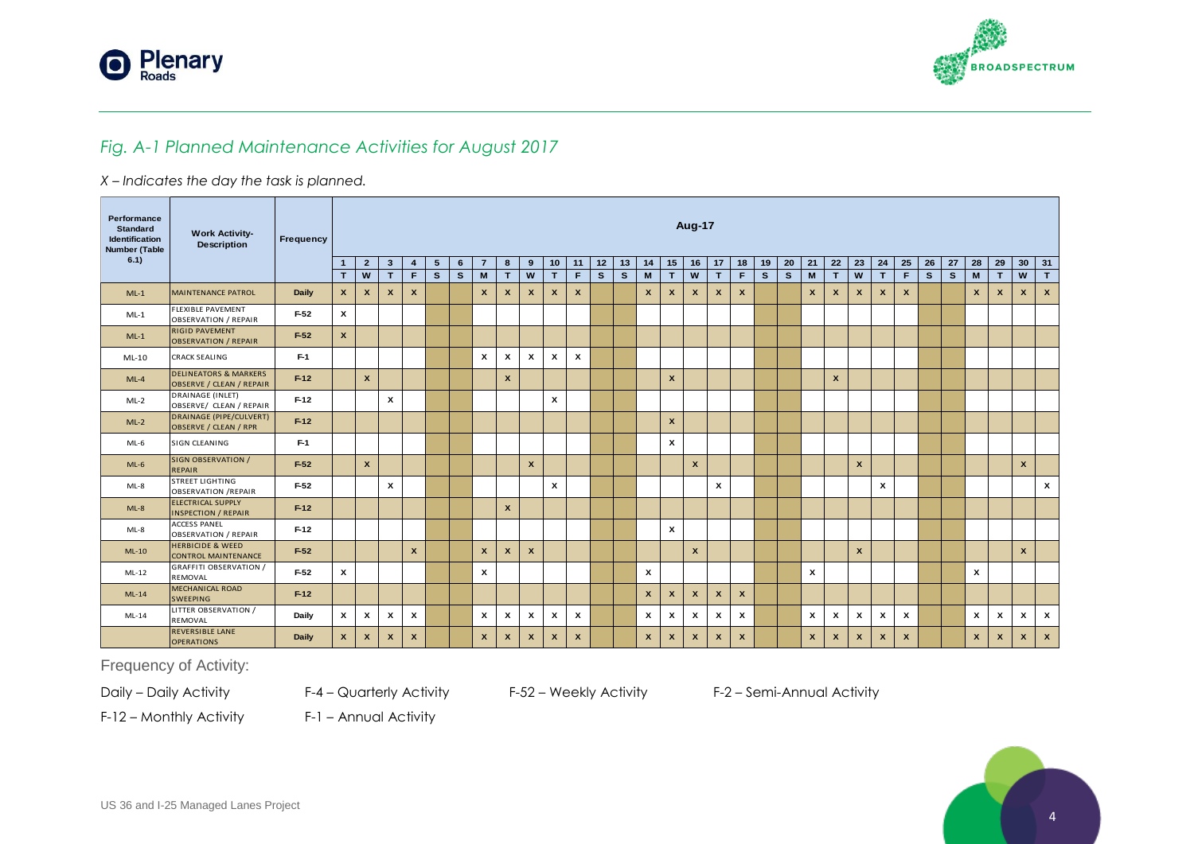*Fig. A-1 Planned Maintenance Activities for August 2017*

*X – Indicates the day the task is planned.*

| Performance Standard Identification Number (Table 6.1) | Work Activity-Description | Frequency | Aug-17 | | | | | | | | | | | | | | | | | | | | | | | | | | | | | | |
|---|---|---|---|---|---|---|---|---|---|---|---|---|---|---|---|---|---|---|---|---|---|---|---|---|---|---|---|---|---|---|---|---|---|
| | | | 1 | 2 | 3 | 4 | 5 | 6 | 7 | 8 | 9 | 10 | 11 | 12 | 13 | 14 | 15 | 16 | 17 | 18 | 19 | 20 | 21 | 22 | 23 | 24 | 25 | 26 | 27 | 28 | 29 | 30 | 31 |
| | | | T | W | T | F | S | S | M | T | W | T | F | S | S | M | T | W | T | F | S | S | M | T | W | T | F | S | S | M | T | W | T |
| ML-1 | MAINTENANCE PATROL | Daily | X | X | X | X | | | X | X | X | X | X | | | X | X | X | X | X | | | X | X | X | X | X | | | X | X | X | X |
| ML-1 | FLEXIBLE PAVEMENT OBSERVATION / REPAIR | F-52 | X | | | | | | | | | | | | | | | | | | | | | | | | | | | | | | |
| ML-1 | RIGID PAVEMENT OBSERVATION / REPAIR | F-52 | X | | | | | | | | | | | | | | | | | | | | | | | | | | | | | | |
| ML-10 | CRACK SEALING | F-1 | | | | | | | X | X | X | X | X | | | | | | | | | | | | | | | | | | | | |
| ML-4 | DELINEATORS & MARKERS OBSERVE / CLEAN / REPAIR | F-12 | | X | | | | | | X | | | | | | | X | | | | | | | X | | | | | | | | | |
| ML-2 | DRAINAGE (INLET) OBSERVE/ CLEAN / REPAIR | F-12 | | | X | | | | | | | X | | | | | | | | | | | | | | | | | | | | | |
| ML-2 | DRAINAGE (PIPE/CULVERT) OBSERVE / CLEAN / RPR | F-12 | | | | | | | | | | | | | | | X | | | | | | | | | | | | | | | | |
| ML-6 | SIGN CLEANING | F-1 | | | | | | | | | | | | | | | X | | | | | | | | | | | | | | | | |
| ML-6 | SIGN OBSERVATION / REPAIR | F-52 | | X | | | | | | | X | | | | | | | X | | | | | | | X | | | | | | | X | |
| ML-8 | STREET LIGHTING OBSERVATION /REPAIR | F-52 | | | X | | | | | | | X | | | | | | | X | | | | | | | X | | | | | | | X |
| ML-8 | ELECTRICAL SUPPLY INSPECTION / REPAIR | F-12 | | | | | | | | X | | | | | | | | | | | | | | | | | | | | | | | |
| ML-8 | ACCESS PANEL OBSERVATION / REPAIR | F-12 | | | | | | | | | | | | | | | X | | | | | | | | | | | | | | | | |
| ML-10 | HERBICIDE & WEED CONTROL MAINTENANCE | F-52 | | | | X | | | X | X | X | | | | | | | X | | | | | | | X | | | | | | | X | |
| ML-12 | GRAFFITI OBSERVATION / REMOVAL | F-52 | X | | | | | | X | | | | | | | X | | | | | | | X | | | | | | | X | | | |
| ML-14 | MECHANICAL ROAD SWEEPING | F-12 | | | | | | | | | | | | | | X | X | X | X | X | | | | | | | | | | | | | |
| ML-14 | LITTER OBSERVATION / REMOVAL | Daily | X | X | X | X | | | X | X | X | X | X | | | X | X | X | X | X | | | X | X | X | X | X | | | X | X | X | X |
| | REVERSIBLE LANE OPERATIONS | Daily | X | X | X | X | | | X | X | X | X | X | | | X | X | X | X | X | | | X | X | X | X | X | | | X | X | X | X |

Frequency of Activity:

Daily – Daily Activity
F-4 – Quarterly Activity
F-52 – Weekly Activity
F-2 – Semi-Annual Activity
F-12 – Monthly Activity
F-1 – Annual Activity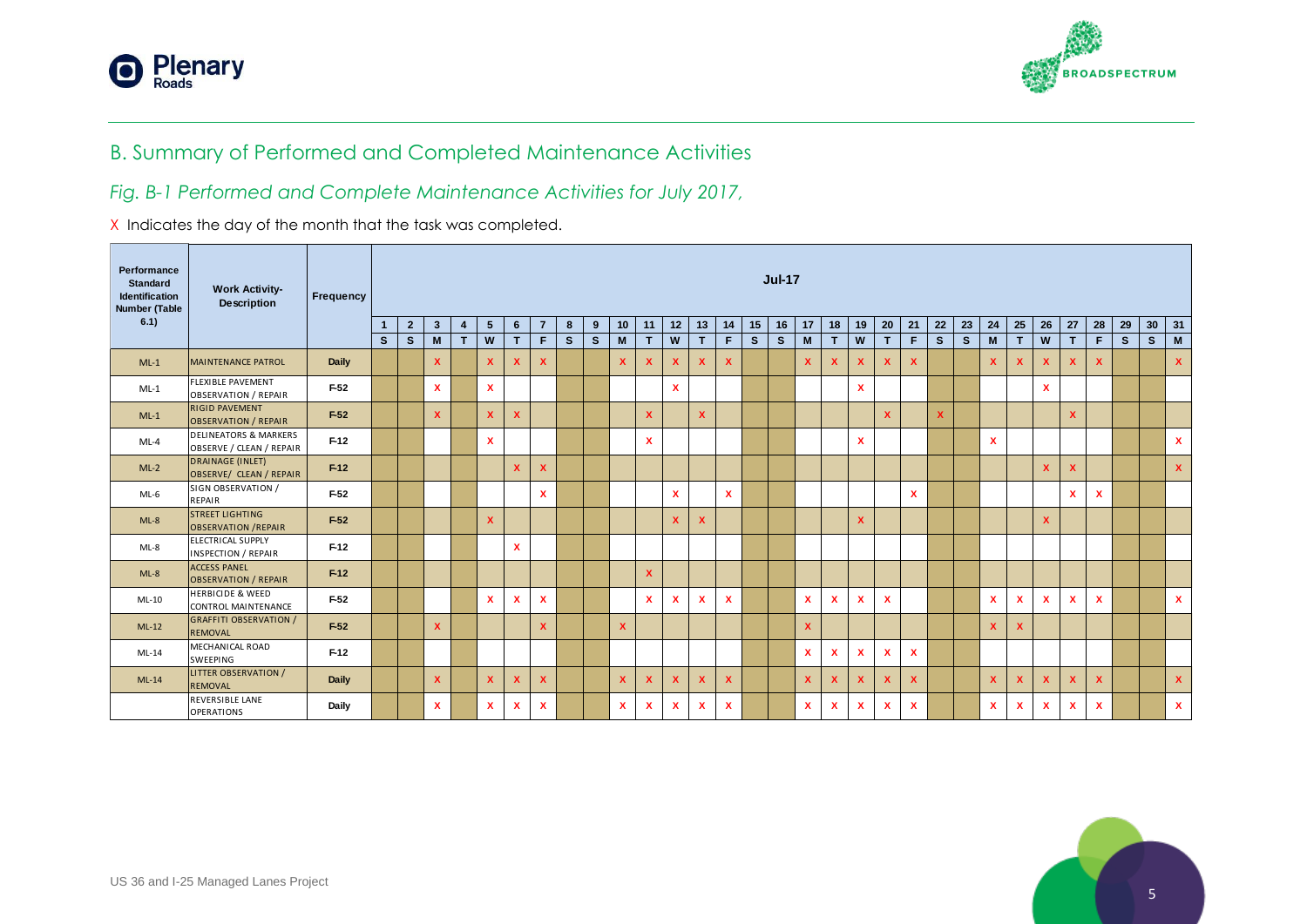## B. Summary of Performed and Completed Maintenance Activities

*Fig. B-1 Performed and Complete Maintenance Activities for July 2017,*

X Indicates the day of the month that the task was completed.

| Performance Standard Identification Number (Table 6.1) | Work Activity-Description | Frequency | Jul-17 | | | | | | | | | | | | | | | | | | | | | | | | | | | | | | |
|---|---|---|---|---|---|---|---|---|---|---|---|---|---|---|---|---|---|---|---|---|---|---|---|---|---|---|---|---|---|---|---|---|---|
| | | | 1 | 2 | 3 | 4 | 5 | 6 | 7 | 8 | 9 | 10 | 11 | 12 | 13 | 14 | 15 | 16 | 17 | 18 | 19 | 20 | 21 | 22 | 23 | 24 | 25 | 26 | 27 | 28 | 29 | 30 | 31 |
| | | | S | S | M | T | W | T | F | S | S | M | T | W | T | F | S | S | M | T | W | T | F | S | S | M | T | W | T | F | S | S | M |
| ML-1 | MAINTENANCE PATROL | Daily | | | X | | X | X | X | | | X | X | X | X | X | | | X | X | X | X | X | | | X | X | X | X | X | | | X |
| ML-1 | FLEXIBLE PAVEMENT OBSERVATION / REPAIR | F-52 | | | X | | X | | | | | | | X | | | | | | | X | | | | | | | X | | | | | |
| ML-1 | RIGID PAVEMENT OBSERVATION / REPAIR | F-52 | | | X | | X | X | | | | | X | | X | | | | | | | X | | X | | | | | X | | | | |
| ML-4 | DELINEATORS & MARKERS OBSERVE / CLEAN / REPAIR | F-12 | | | | | X | | | | | | X | | | | | | | | X | | | | | X | | | | | | | X |
| ML-2 | DRAINAGE (INLET) OBSERVE/ CLEAN / REPAIR | F-12 | | | | | | X | X | | | | | | | | | | | | | | | | | | | X | X | | | | X |
| ML-6 | SIGN OBSERVATION / REPAIR | F-52 | | | | | | | X | | | | | X | | X | | | | | | | X | | | | | | X | X | | | |
| ML-8 | STREET LIGHTING OBSERVATION /REPAIR | F-52 | | | | | X | | | | | | | X | X | | | | | | X | | | | | | | X | | | | | |
| ML-8 | ELECTRICAL SUPPLY INSPECTION / REPAIR | F-12 | | | | | | X | | | | | | | | | | | | | | | | | | | | | | | | | |
| ML-8 | ACCESS PANEL OBSERVATION / REPAIR | F-12 | | | | | | | | | | | X | | | | | | | | | | | | | | | | | | | | |
| ML-10 | HERBICIDE & WEED CONTROL MAINTENANCE | F-52 | | | | | X | X | X | | | | X | X | X | X | | | X | X | X | X | | | | X | X | X | X | X | | | X |
| ML-12 | GRAFFITI OBSERVATION / REMOVAL | F-52 | | | X | | | | X | | | X | | | | | | | X | | | | | | | X | X | | | | | | |
| ML-14 | MECHANICAL ROAD SWEEPING | F-12 | | | | | | | | | | | | | | | | | X | X | X | X | X | | | | | | | | | | |
| ML-14 | LITTER OBSERVATION / REMOVAL | Daily | | | X | | X | X | X | | | X | X | X | X | X | | | X | X | X | X | X | | | X | X | X | X | X | | | X |
| | REVERSIBLE LANE OPERATIONS | Daily | | | X | | X | X | X | | | X | X | X | X | X | | | X | X | X | X | X | | | X | X | X | X | X | | | X |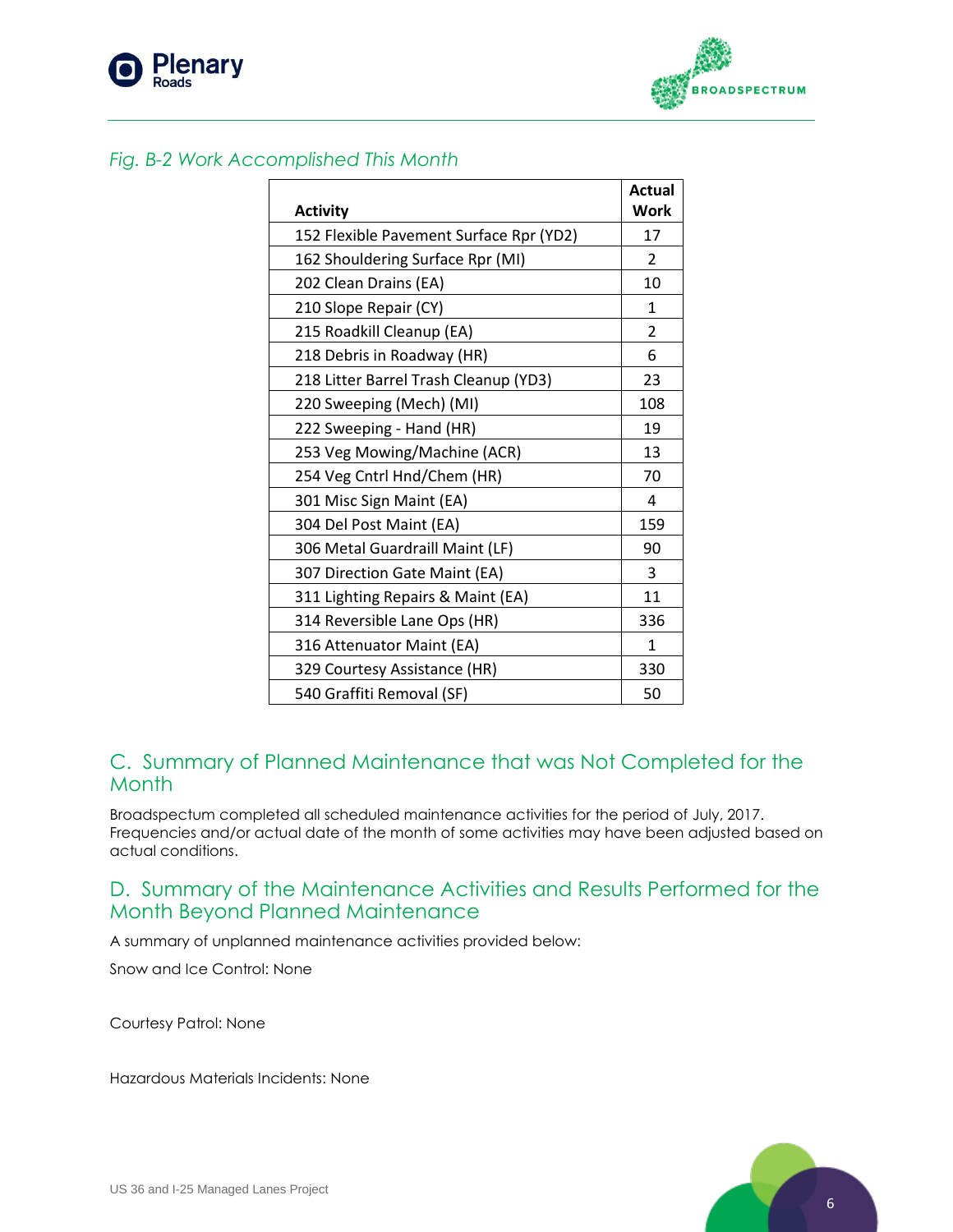*Fig. B-2 Work Accomplished This Month*

| Activity | Actual Work |
|---|---|
| 152 Flexible Pavement Surface Rpr (YD2) | 17 |
| 162 Shouldering Surface Rpr (MI) | 2 |
| 202 Clean Drains (EA) | 10 |
| 210 Slope Repair (CY) | 1 |
| 215 Roadkill Cleanup (EA) | 2 |
| 218 Debris in Roadway (HR) | 6 |
| 218 Litter Barrel Trash Cleanup (YD3) | 23 |
| 220 Sweeping (Mech) (MI) | 108 |
| 222 Sweeping - Hand (HR) | 19 |
| 253 Veg Mowing/Machine (ACR) | 13 |
| 254 Veg Cntrl Hnd/Chem (HR) | 70 |
| 301 Misc Sign Maint (EA) | 4 |
| 304 Del Post Maint (EA) | 159 |
| 306 Metal Guardraill Maint (LF) | 90 |
| 307 Direction Gate Maint (EA) | 3 |
| 311 Lighting Repairs & Maint (EA) | 11 |
| 314 Reversible Lane Ops (HR) | 336 |
| 316 Attenuator Maint (EA) | 1 |
| 329 Courtesy Assistance (HR) | 330 |
| 540 Graffiti Removal (SF) | 50 |

## C. Summary of Planned Maintenance that was Not Completed for the Month

Broadspectum completed all scheduled maintenance activities for the period of July, 2017. Frequencies and/or actual date of the month of some activities may have been adjusted based on actual conditions.

## D. Summary of the Maintenance Activities and Results Performed for the Month Beyond Planned Maintenance

A summary of unplanned maintenance activities provided below:

Snow and Ice Control: None

Courtesy Patrol: None

Hazardous Materials Incidents: None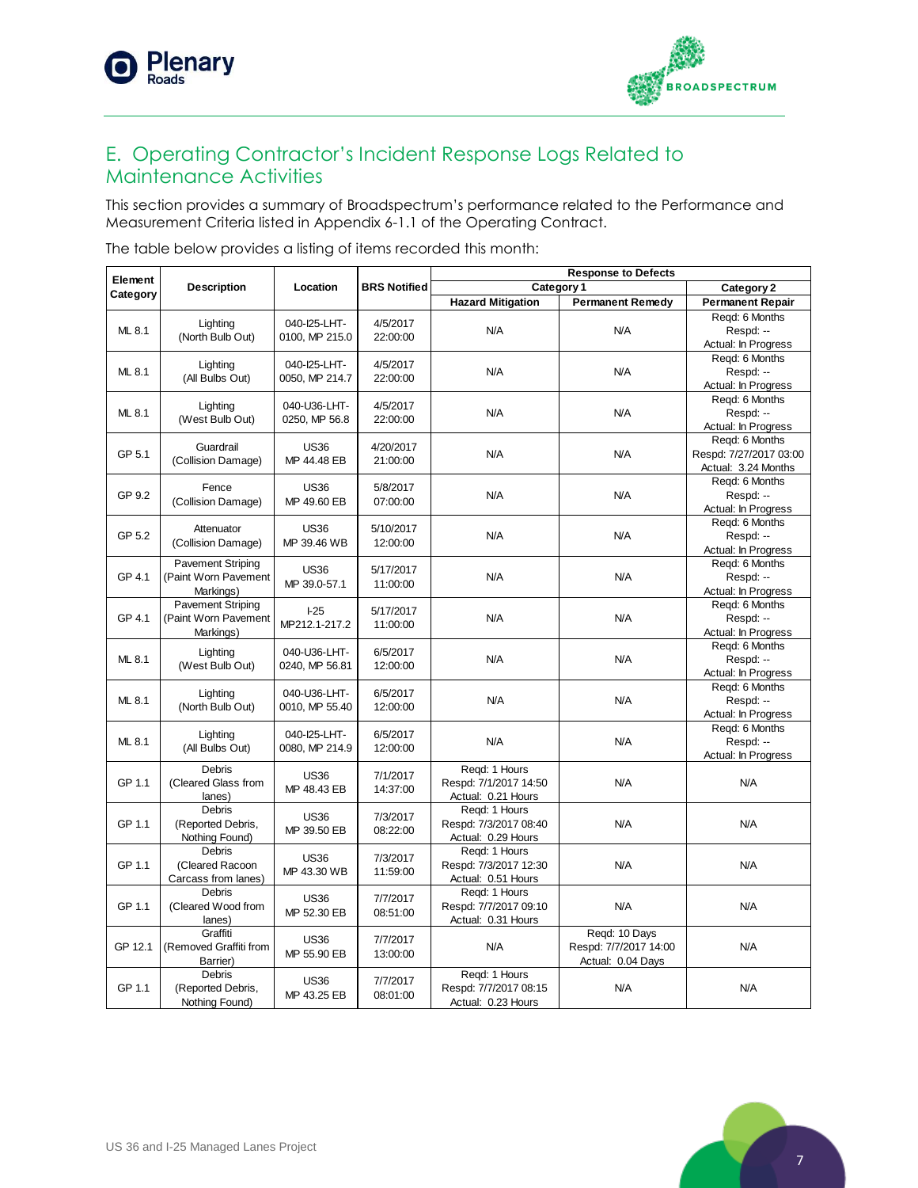## E. Operating Contractor's Incident Response Logs Related to Maintenance Activities

This section provides a summary of Broadspectrum's performance related to the Performance and Measurement Criteria listed in Appendix 6-1.1 of the Operating Contract.

The table below provides a listing of items recorded this month:

| Element Category | Description | Location | BRS Notified | Response to Defects | | |
|---|---|---|---|---|---|---|
| | | | | Category 1 | | Category 2 |
| | | | | Hazard Mitigation | Permanent Remedy | Permanent Repair |
| ML 8.1 | Lighting (North Bulb Out) | 040-I25-LHT-0100, MP 215.0 | 4/5/2017 22:00:00 | N/A | N/A | Reqd: 6 Months Respd: -- Actual: In Progress |
| ML 8.1 | Lighting (All Bulbs Out) | 040-I25-LHT-0050, MP 214.7 | 4/5/2017 22:00:00 | N/A | N/A | Reqd: 6 Months Respd: -- Actual: In Progress |
| ML 8.1 | Lighting (West Bulb Out) | 040-U36-LHT-0250, MP 56.8 | 4/5/2017 22:00:00 | N/A | N/A | Reqd: 6 Months Respd: -- Actual: In Progress |
| GP 5.1 | Guardrail (Collision Damage) | US36 MP 44.48 EB | 4/20/2017 21:00:00 | N/A | N/A | Reqd: 6 Months Respd: 7/27/2017 03:00 Actual: 3.24 Months |
| GP 9.2 | Fence (Collision Damage) | US36 MP 49.60 EB | 5/8/2017 07:00:00 | N/A | N/A | Reqd: 6 Months Respd: -- Actual: In Progress |
| GP 5.2 | Attenuator (Collision Damage) | US36 MP 39.46 WB | 5/10/2017 12:00:00 | N/A | N/A | Reqd: 6 Months Respd: -- Actual: In Progress |
| GP 4.1 | Pavement Striping (Paint Worn Pavement Markings) | US36 MP 39.0-57.1 | 5/17/2017 11:00:00 | N/A | N/A | Reqd: 6 Months Respd: -- Actual: In Progress |
| GP 4.1 | Pavement Striping (Paint Worn Pavement Markings) | I-25 MP212.1-217.2 | 5/17/2017 11:00:00 | N/A | N/A | Reqd: 6 Months Respd: -- Actual: In Progress |
| ML 8.1 | Lighting (West Bulb Out) | 040-U36-LHT-0240, MP 56.81 | 6/5/2017 12:00:00 | N/A | N/A | Reqd: 6 Months Respd: -- Actual: In Progress |
| ML 8.1 | Lighting (North Bulb Out) | 040-U36-LHT-0010, MP 55.40 | 6/5/2017 12:00:00 | N/A | N/A | Reqd: 6 Months Respd: -- Actual: In Progress |
| ML 8.1 | Lighting (All Bulbs Out) | 040-I25-LHT-0080, MP 214.9 | 6/5/2017 12:00:00 | N/A | N/A | Reqd: 6 Months Respd: -- Actual: In Progress |
| GP 1.1 | Debris (Cleared Glass from lanes) | US36 MP 48.43 EB | 7/1/2017 14:37:00 | Reqd: 1 Hours Respd: 7/1/2017 14:50 Actual: 0.21 Hours | N/A | N/A |
| GP 1.1 | Debris (Reported Debris, Nothing Found) | US36 MP 39.50 EB | 7/3/2017 08:22:00 | Reqd: 1 Hours Respd: 7/3/2017 08:40 Actual: 0.29 Hours | N/A | N/A |
| GP 1.1 | Debris (Cleared Racoon Carcass from lanes) | US36 MP 43.30 WB | 7/3/2017 11:59:00 | Reqd: 1 Hours Respd: 7/3/2017 12:30 Actual: 0.51 Hours | N/A | N/A |
| GP 1.1 | Debris (Cleared Wood from lanes) | US36 MP 52.30 EB | 7/7/2017 08:51:00 | Reqd: 1 Hours Respd: 7/7/2017 09:10 Actual: 0.31 Hours | N/A | N/A |
| GP 12.1 | Graffiti (Removed Graffiti from Barrier) | US36 MP 55.90 EB | 7/7/2017 13:00:00 | N/A | Reqd: 10 Days Respd: 7/7/2017 14:00 Actual: 0.04 Days | N/A |
| GP 1.1 | Debris (Reported Debris, Nothing Found) | US36 MP 43.25 EB | 7/7/2017 08:01:00 | Reqd: 1 Hours Respd: 7/7/2017 08:15 Actual: 0.23 Hours | N/A | N/A |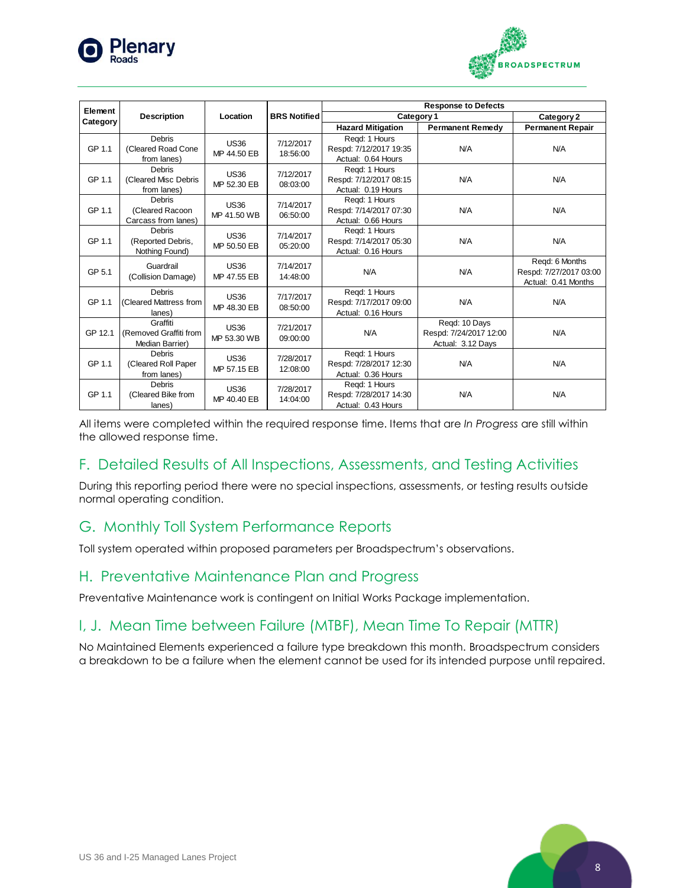| Element Category | Description | Location | BRS Notified | Response to Defects | | |
|---|---|---|---|---|---|---|
| | | | | Category 1 | | Category 2 |
| | | | | Hazard Mitigation | Permanent Remedy | Permanent Repair |
| GP 1.1 | Debris (Cleared Road Cone from lanes) | US36 MP 44.50 EB | 7/12/2017 18:56:00 | Reqd: 1 Hours Respd: 7/12/2017 19:35 Actual: 0.64 Hours | N/A | N/A |
| GP 1.1 | Debris (Cleared Misc Debris from lanes) | US36 MP 52.30 EB | 7/12/2017 08:03:00 | Reqd: 1 Hours Respd: 7/12/2017 08:15 Actual: 0.19 Hours | N/A | N/A |
| GP 1.1 | Debris (Cleared Racoon Carcass from lanes) | US36 MP 41.50 WB | 7/14/2017 06:50:00 | Reqd: 1 Hours Respd: 7/14/2017 07:30 Actual: 0.66 Hours | N/A | N/A |
| GP 1.1 | Debris (Reported Debris, Nothing Found) | US36 MP 50.50 EB | 7/14/2017 05:20:00 | Reqd: 1 Hours Respd: 7/14/2017 05:30 Actual: 0.16 Hours | N/A | N/A |
| GP 5.1 | Guardrail (Collision Damage) | US36 MP 47.55 EB | 7/14/2017 14:48:00 | N/A | N/A | Reqd: 6 Months Respd: 7/27/2017 03:00 Actual: 0.41 Months |
| GP 1.1 | Debris (Cleared Mattress from lanes) | US36 MP 48.30 EB | 7/17/2017 08:50:00 | Reqd: 1 Hours Respd: 7/17/2017 09:00 Actual: 0.16 Hours | N/A | N/A |
| GP 12.1 | Graffiti (Removed Graffiti from Median Barrier) | US36 MP 53.30 WB | 7/21/2017 09:00:00 | N/A | Reqd: 10 Days Respd: 7/24/2017 12:00 Actual: 3.12 Days | N/A |
| GP 1.1 | Debris (Cleared Roll Paper from lanes) | US36 MP 57.15 EB | 7/28/2017 12:08:00 | Reqd: 1 Hours Respd: 7/28/2017 12:30 Actual: 0.36 Hours | N/A | N/A |
| GP 1.1 | Debris (Cleared Bike from lanes) | US36 MP 40.40 EB | 7/28/2017 14:04:00 | Reqd: 1 Hours Respd: 7/28/2017 14:30 Actual: 0.43 Hours | N/A | N/A |

All items were completed within the required response time. Items that are *In Progress* are still within the allowed response time.

## F. Detailed Results of All Inspections, Assessments, and Testing Activities

During this reporting period there were no special inspections, assessments, or testing results outside normal operating condition.

## G. Monthly Toll System Performance Reports

Toll system operated within proposed parameters per Broadspectrum's observations.

## H. Preventative Maintenance Plan and Progress

Preventative Maintenance work is contingent on Initial Works Package implementation.

## I, J. Mean Time between Failure (MTBF), Mean Time To Repair (MTTR)

No Maintained Elements experienced a failure type breakdown this month. Broadspectrum considers a breakdown to be a failure when the element cannot be used for its intended purpose until repaired.